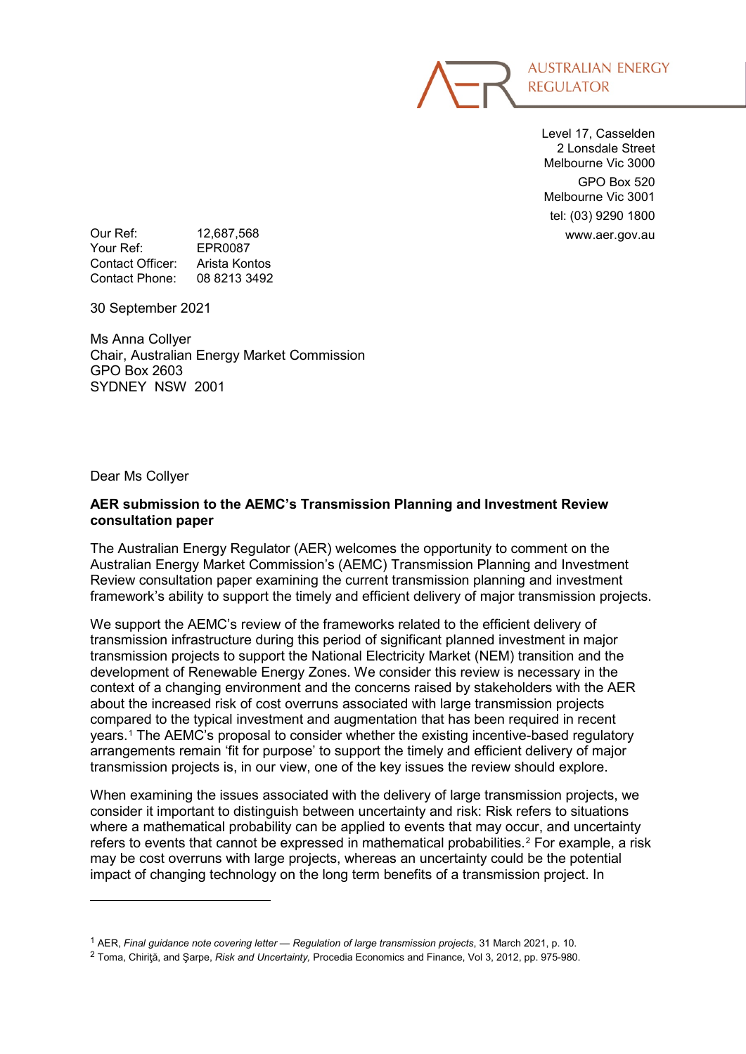AUSTRALIAN ENERGY REGULATOR

Level 17, Casselden
2 Lonsdale Street
Melbourne Vic 3000
GPO Box 520
Melbourne Vic 3001
tel: (03) 9290 1800
www.aer.gov.au

Our Ref: 12,687,568
Your Ref: EPR0087
Contact Officer: Arista Kontos
Contact Phone: 08 8213 3492

30 September 2021

Ms Anna Collyer
Chair, Australian Energy Market Commission
GPO Box 2603
SYDNEY NSW 2001

Dear Ms Collyer

**AER submission to the AEMC's Transmission Planning and Investment Review consultation paper**

The Australian Energy Regulator (AER) welcomes the opportunity to comment on the Australian Energy Market Commission's (AEMC) Transmission Planning and Investment Review consultation paper examining the current transmission planning and investment framework's ability to support the timely and efficient delivery of major transmission projects.

We support the AEMC's review of the frameworks related to the efficient delivery of transmission infrastructure during this period of significant planned investment in major transmission projects to support the National Electricity Market (NEM) transition and the development of Renewable Energy Zones. We consider this review is necessary in the context of a changing environment and the concerns raised by stakeholders with the AER about the increased risk of cost overruns associated with large transmission projects compared to the typical investment and augmentation that has been required in recent years.[1] The AEMC's proposal to consider whether the existing incentive-based regulatory arrangements remain 'fit for purpose' to support the timely and efficient delivery of major transmission projects is, in our view, one of the key issues the review should explore.

When examining the issues associated with the delivery of large transmission projects, we consider it important to distinguish between uncertainty and risk: Risk refers to situations where a mathematical probability can be applied to events that may occur, and uncertainty refers to events that cannot be expressed in mathematical probabilities.[2] For example, a risk may be cost overruns with large projects, whereas an uncertainty could be the potential impact of changing technology on the long term benefits of a transmission project. In

---

[1] AER, *Final guidance note covering letter — Regulation of large transmission projects*, 31 March 2021, p. 10.

[2] Toma, Chiriţă, and Şarpe, *Risk and Uncertainty,* Procedia Economics and Finance, Vol 3, 2012, pp. 975-980.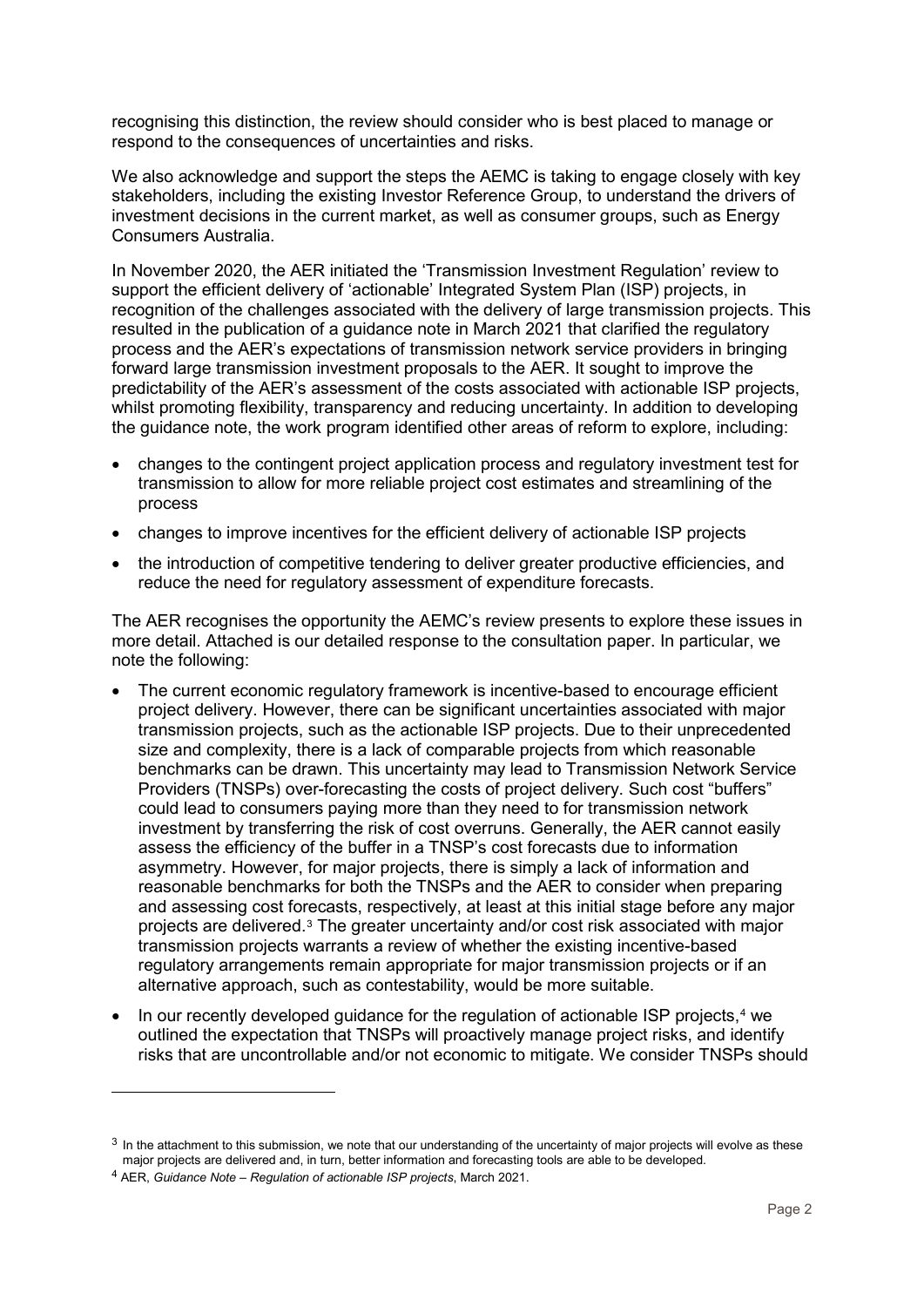recognising this distinction, the review should consider who is best placed to manage or respond to the consequences of uncertainties and risks.

We also acknowledge and support the steps the AEMC is taking to engage closely with key stakeholders, including the existing Investor Reference Group, to understand the drivers of investment decisions in the current market, as well as consumer groups, such as Energy Consumers Australia.

In November 2020, the AER initiated the 'Transmission Investment Regulation' review to support the efficient delivery of 'actionable' Integrated System Plan (ISP) projects, in recognition of the challenges associated with the delivery of large transmission projects. This resulted in the publication of a guidance note in March 2021 that clarified the regulatory process and the AER's expectations of transmission network service providers in bringing forward large transmission investment proposals to the AER. It sought to improve the predictability of the AER's assessment of the costs associated with actionable ISP projects, whilst promoting flexibility, transparency and reducing uncertainty. In addition to developing the guidance note, the work program identified other areas of reform to explore, including:

- changes to the contingent project application process and regulatory investment test for transmission to allow for more reliable project cost estimates and streamlining of the process
- changes to improve incentives for the efficient delivery of actionable ISP projects
- the introduction of competitive tendering to deliver greater productive efficiencies, and reduce the need for regulatory assessment of expenditure forecasts.

The AER recognises the opportunity the AEMC's review presents to explore these issues in more detail. Attached is our detailed response to the consultation paper. In particular, we note the following:

- The current economic regulatory framework is incentive-based to encourage efficient project delivery. However, there can be significant uncertainties associated with major transmission projects, such as the actionable ISP projects. Due to their unprecedented size and complexity, there is a lack of comparable projects from which reasonable benchmarks can be drawn. This uncertainty may lead to Transmission Network Service Providers (TNSPs) over-forecasting the costs of project delivery. Such cost "buffers" could lead to consumers paying more than they need to for transmission network investment by transferring the risk of cost overruns. Generally, the AER cannot easily assess the efficiency of the buffer in a TNSP's cost forecasts due to information asymmetry. However, for major projects, there is simply a lack of information and reasonable benchmarks for both the TNSPs and the AER to consider when preparing and assessing cost forecasts, respectively, at least at this initial stage before any major projects are delivered.[3] The greater uncertainty and/or cost risk associated with major transmission projects warrants a review of whether the existing incentive-based regulatory arrangements remain appropriate for major transmission projects or if an alternative approach, such as contestability, would be more suitable.
- In our recently developed guidance for the regulation of actionable ISP projects,[4] we outlined the expectation that TNSPs will proactively manage project risks, and identify risks that are uncontrollable and/or not economic to mitigate. We consider TNSPs should

[3] In the attachment to this submission, we note that our understanding of the uncertainty of major projects will evolve as these major projects are delivered and, in turn, better information and forecasting tools are able to be developed.

[4] AER, *Guidance Note – Regulation of actionable ISP projects*, March 2021.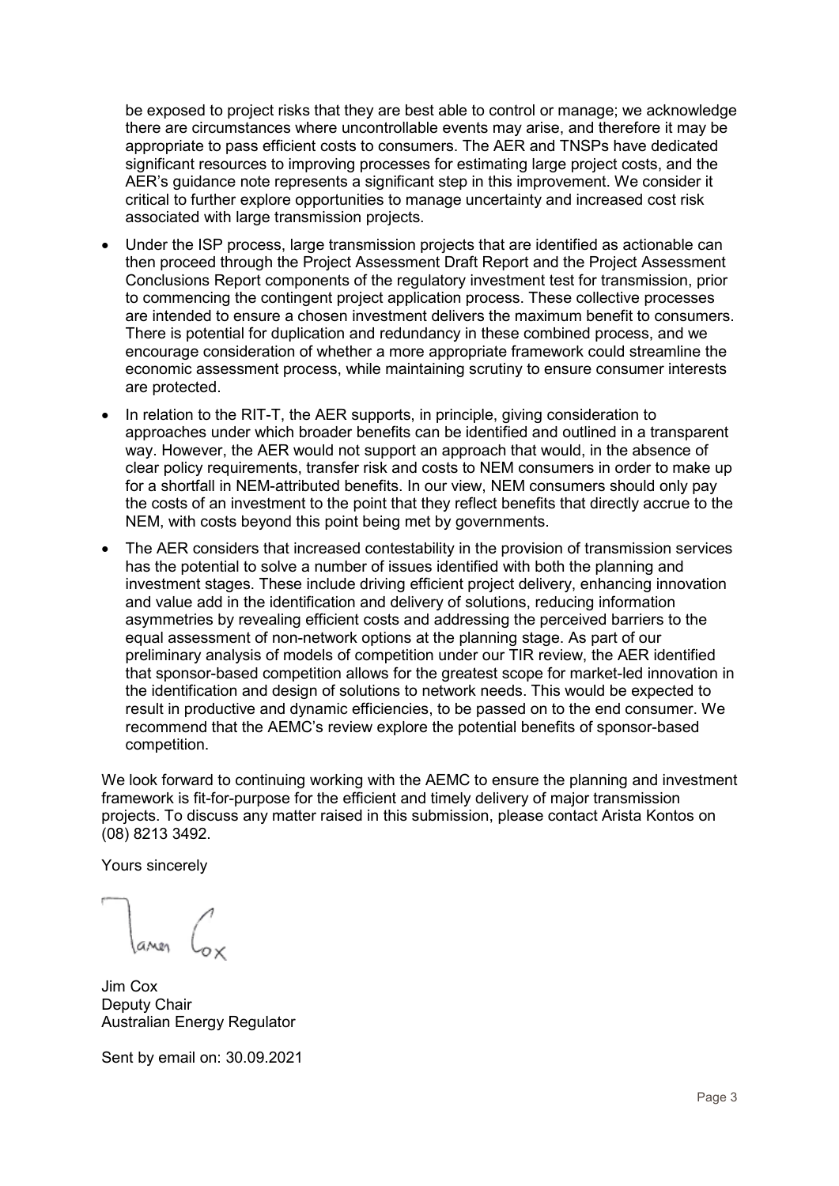be exposed to project risks that they are best able to control or manage; we acknowledge there are circumstances where uncontrollable events may arise, and therefore it may be appropriate to pass efficient costs to consumers. The AER and TNSPs have dedicated significant resources to improving processes for estimating large project costs, and the AER's guidance note represents a significant step in this improvement. We consider it critical to further explore opportunities to manage uncertainty and increased cost risk associated with large transmission projects.

- Under the ISP process, large transmission projects that are identified as actionable can then proceed through the Project Assessment Draft Report and the Project Assessment Conclusions Report components of the regulatory investment test for transmission, prior to commencing the contingent project application process. These collective processes are intended to ensure a chosen investment delivers the maximum benefit to consumers. There is potential for duplication and redundancy in these combined process, and we encourage consideration of whether a more appropriate framework could streamline the economic assessment process, while maintaining scrutiny to ensure consumer interests are protected.
- In relation to the RIT-T, the AER supports, in principle, giving consideration to approaches under which broader benefits can be identified and outlined in a transparent way. However, the AER would not support an approach that would, in the absence of clear policy requirements, transfer risk and costs to NEM consumers in order to make up for a shortfall in NEM-attributed benefits. In our view, NEM consumers should only pay the costs of an investment to the point that they reflect benefits that directly accrue to the NEM, with costs beyond this point being met by governments.
- The AER considers that increased contestability in the provision of transmission services has the potential to solve a number of issues identified with both the planning and investment stages. These include driving efficient project delivery, enhancing innovation and value add in the identification and delivery of solutions, reducing information asymmetries by revealing efficient costs and addressing the perceived barriers to the equal assessment of non-network options at the planning stage. As part of our preliminary analysis of models of competition under our TIR review, the AER identified that sponsor-based competition allows for the greatest scope for market-led innovation in the identification and design of solutions to network needs. This would be expected to result in productive and dynamic efficiencies, to be passed on to the end consumer. We recommend that the AEMC's review explore the potential benefits of sponsor-based competition.

We look forward to continuing working with the AEMC to ensure the planning and investment framework is fit-for-purpose for the efficient and timely delivery of major transmission projects. To discuss any matter raised in this submission, please contact Arista Kontos on (08) 8213 3492.

Yours sincerely

Jim Cox
Deputy Chair
Australian Energy Regulator

Sent by email on: 30.09.2021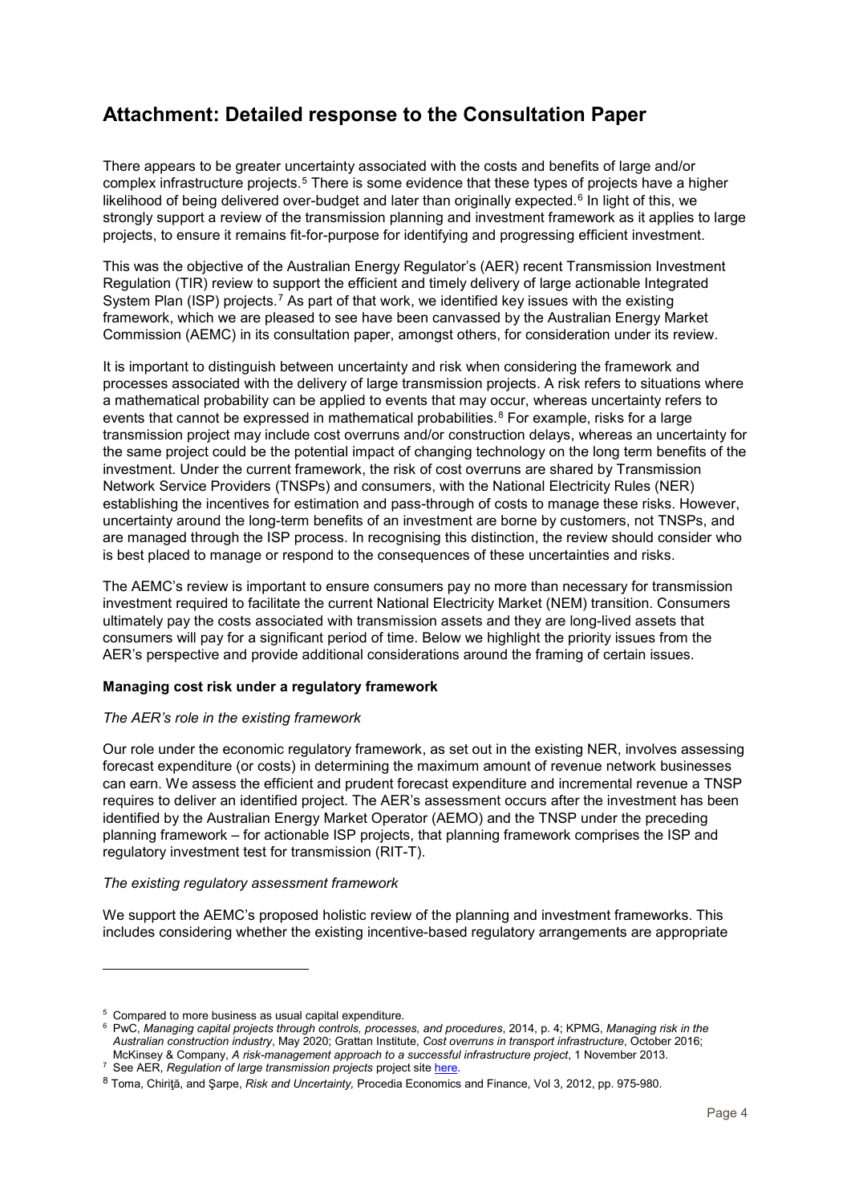# Attachment: Detailed response to the Consultation Paper

There appears to be greater uncertainty associated with the costs and benefits of large and/or complex infrastructure projects.[5] There is some evidence that these types of projects have a higher likelihood of being delivered over-budget and later than originally expected.[6] In light of this, we strongly support a review of the transmission planning and investment framework as it applies to large projects, to ensure it remains fit-for-purpose for identifying and progressing efficient investment.

This was the objective of the Australian Energy Regulator's (AER) recent Transmission Investment Regulation (TIR) review to support the efficient and timely delivery of large actionable Integrated System Plan (ISP) projects.[7] As part of that work, we identified key issues with the existing framework, which we are pleased to see have been canvassed by the Australian Energy Market Commission (AEMC) in its consultation paper, amongst others, for consideration under its review.

It is important to distinguish between uncertainty and risk when considering the framework and processes associated with the delivery of large transmission projects. A risk refers to situations where a mathematical probability can be applied to events that may occur, whereas uncertainty refers to events that cannot be expressed in mathematical probabilities.[8] For example, risks for a large transmission project may include cost overruns and/or construction delays, whereas an uncertainty for the same project could be the potential impact of changing technology on the long term benefits of the investment. Under the current framework, the risk of cost overruns are shared by Transmission Network Service Providers (TNSPs) and consumers, with the National Electricity Rules (NER) establishing the incentives for estimation and pass-through of costs to manage these risks. However, uncertainty around the long-term benefits of an investment are borne by customers, not TNSPs, and are managed through the ISP process. In recognising this distinction, the review should consider who is best placed to manage or respond to the consequences of these uncertainties and risks.

The AEMC's review is important to ensure consumers pay no more than necessary for transmission investment required to facilitate the current National Electricity Market (NEM) transition. Consumers ultimately pay the costs associated with transmission assets and they are long-lived assets that consumers will pay for a significant period of time. Below we highlight the priority issues from the AER's perspective and provide additional considerations around the framing of certain issues.

**Managing cost risk under a regulatory framework**

*The AER's role in the existing framework*

Our role under the economic regulatory framework, as set out in the existing NER, involves assessing forecast expenditure (or costs) in determining the maximum amount of revenue network businesses can earn. We assess the efficient and prudent forecast expenditure and incremental revenue a TNSP requires to deliver an identified project. The AER's assessment occurs after the investment has been identified by the Australian Energy Market Operator (AEMO) and the TNSP under the preceding planning framework – for actionable ISP projects, that planning framework comprises the ISP and regulatory investment test for transmission (RIT-T).

*The existing regulatory assessment framework*

We support the AEMC's proposed holistic review of the planning and investment frameworks. This includes considering whether the existing incentive-based regulatory arrangements are appropriate

---

[5] Compared to more business as usual capital expenditure.

[6] PwC, *Managing capital projects through controls, processes, and procedures*, 2014, p. 4; KPMG, *Managing risk in the Australian construction industry*, May 2020; Grattan Institute, *Cost overruns in transport infrastructure*, October 2016; McKinsey & Company, *A risk-management approach to a successful infrastructure project*, 1 November 2013.

[7] See AER, *Regulation of large transmission projects* project site here.

[8] Toma, Chiriţă, and Şarpe, *Risk and Uncertainty,* Procedia Economics and Finance, Vol 3, 2012, pp. 975-980.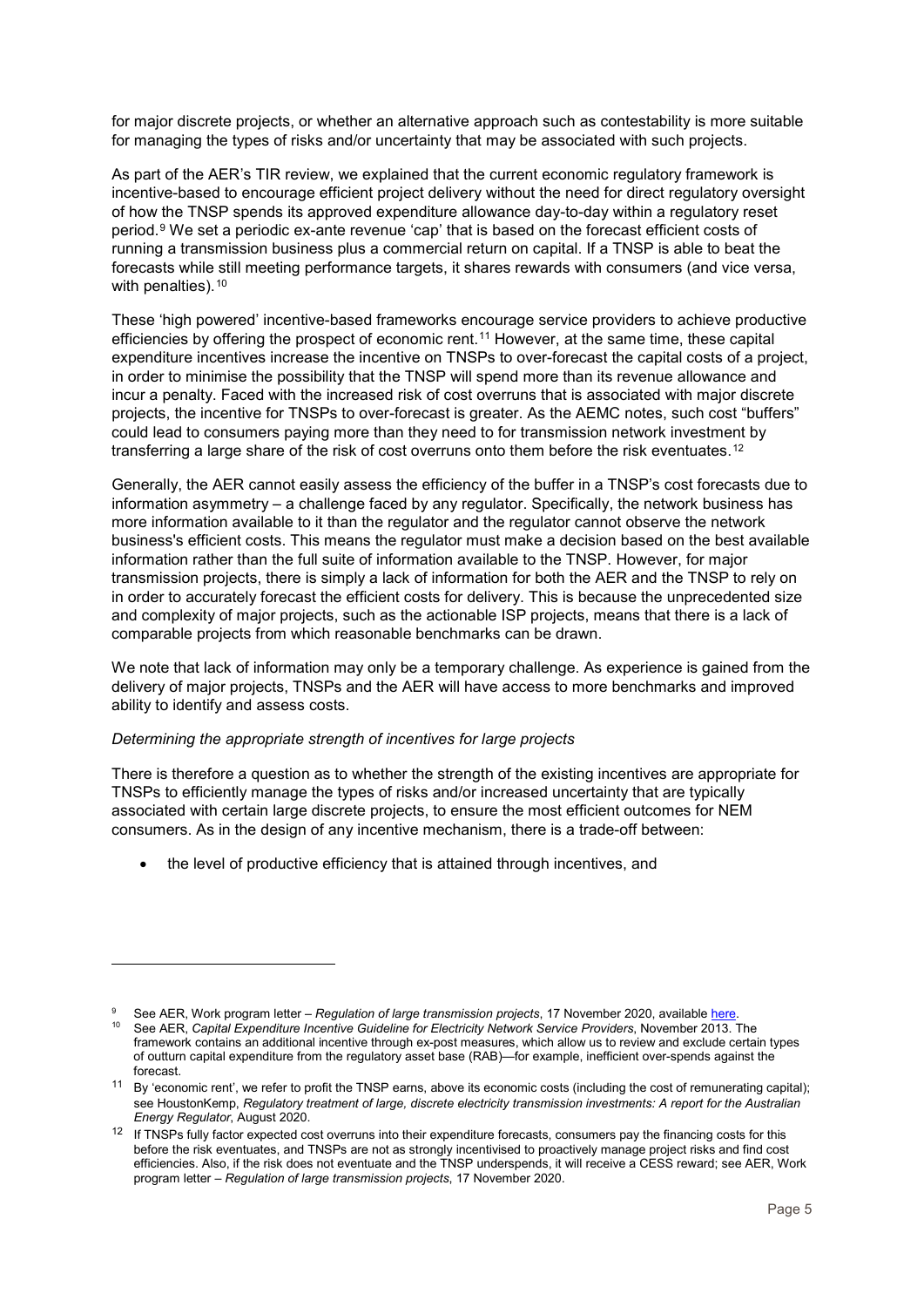for major discrete projects, or whether an alternative approach such as contestability is more suitable for managing the types of risks and/or uncertainty that may be associated with such projects.

As part of the AER's TIR review, we explained that the current economic regulatory framework is incentive-based to encourage efficient project delivery without the need for direct regulatory oversight of how the TNSP spends its approved expenditure allowance day-to-day within a regulatory reset period.[9] We set a periodic ex-ante revenue 'cap' that is based on the forecast efficient costs of running a transmission business plus a commercial return on capital. If a TNSP is able to beat the forecasts while still meeting performance targets, it shares rewards with consumers (and vice versa, with penalties).[10]

These 'high powered' incentive-based frameworks encourage service providers to achieve productive efficiencies by offering the prospect of economic rent.[11] However, at the same time, these capital expenditure incentives increase the incentive on TNSPs to over-forecast the capital costs of a project, in order to minimise the possibility that the TNSP will spend more than its revenue allowance and incur a penalty. Faced with the increased risk of cost overruns that is associated with major discrete projects, the incentive for TNSPs to over-forecast is greater. As the AEMC notes, such cost "buffers" could lead to consumers paying more than they need to for transmission network investment by transferring a large share of the risk of cost overruns onto them before the risk eventuates.[12]

Generally, the AER cannot easily assess the efficiency of the buffer in a TNSP's cost forecasts due to information asymmetry – a challenge faced by any regulator. Specifically, the network business has more information available to it than the regulator and the regulator cannot observe the network business's efficient costs. This means the regulator must make a decision based on the best available information rather than the full suite of information available to the TNSP. However, for major transmission projects, there is simply a lack of information for both the AER and the TNSP to rely on in order to accurately forecast the efficient costs for delivery. This is because the unprecedented size and complexity of major projects, such as the actionable ISP projects, means that there is a lack of comparable projects from which reasonable benchmarks can be drawn.

We note that lack of information may only be a temporary challenge. As experience is gained from the delivery of major projects, TNSPs and the AER will have access to more benchmarks and improved ability to identify and assess costs.

*Determining the appropriate strength of incentives for large projects*

There is therefore a question as to whether the strength of the existing incentives are appropriate for TNSPs to efficiently manage the types of risks and/or increased uncertainty that are typically associated with certain large discrete projects, to ensure the most efficient outcomes for NEM consumers. As in the design of any incentive mechanism, there is a trade-off between:

- the level of productive efficiency that is attained through incentives, and

---

[9] See AER, Work program letter – *Regulation of large transmission projects*, 17 November 2020, available here.

[10] See AER, *Capital Expenditure Incentive Guideline for Electricity Network Service Providers*, November 2013. The framework contains an additional incentive through ex-post measures, which allow us to review and exclude certain types of outturn capital expenditure from the regulatory asset base (RAB)—for example, inefficient over-spends against the forecast.

[11] By 'economic rent', we refer to profit the TNSP earns, above its economic costs (including the cost of remunerating capital); see HoustonKemp, *Regulatory treatment of large, discrete electricity transmission investments: A report for the Australian Energy Regulator*, August 2020.

[12] If TNSPs fully factor expected cost overruns into their expenditure forecasts, consumers pay the financing costs for this before the risk eventuates, and TNSPs are not as strongly incentivised to proactively manage project risks and find cost efficiencies. Also, if the risk does not eventuate and the TNSP underspends, it will receive a CESS reward; see AER, Work program letter – *Regulation of large transmission projects*, 17 November 2020.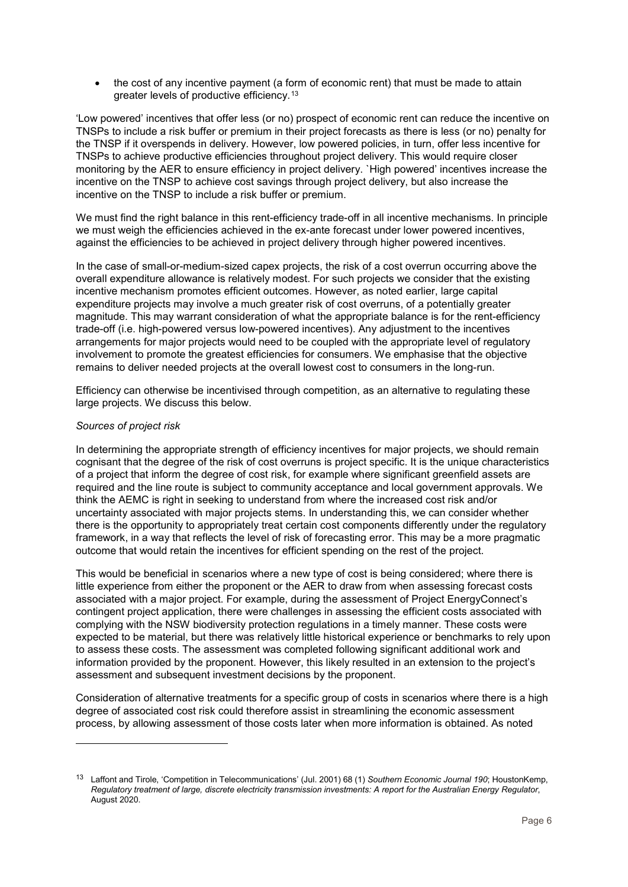- the cost of any incentive payment (a form of economic rent) that must be made to attain greater levels of productive efficiency.[13]

'Low powered' incentives that offer less (or no) prospect of economic rent can reduce the incentive on TNSPs to include a risk buffer or premium in their project forecasts as there is less (or no) penalty for the TNSP if it overspends in delivery. However, low powered policies, in turn, offer less incentive for TNSPs to achieve productive efficiencies throughout project delivery. This would require closer monitoring by the AER to ensure efficiency in project delivery. `High powered' incentives increase the incentive on the TNSP to achieve cost savings through project delivery, but also increase the incentive on the TNSP to include a risk buffer or premium.

We must find the right balance in this rent-efficiency trade-off in all incentive mechanisms. In principle we must weigh the efficiencies achieved in the ex-ante forecast under lower powered incentives, against the efficiencies to be achieved in project delivery through higher powered incentives.

In the case of small-or-medium-sized capex projects, the risk of a cost overrun occurring above the overall expenditure allowance is relatively modest. For such projects we consider that the existing incentive mechanism promotes efficient outcomes. However, as noted earlier, large capital expenditure projects may involve a much greater risk of cost overruns, of a potentially greater magnitude. This may warrant consideration of what the appropriate balance is for the rent-efficiency trade-off (i.e. high-powered versus low-powered incentives). Any adjustment to the incentives arrangements for major projects would need to be coupled with the appropriate level of regulatory involvement to promote the greatest efficiencies for consumers. We emphasise that the objective remains to deliver needed projects at the overall lowest cost to consumers in the long-run.

Efficiency can otherwise be incentivised through competition, as an alternative to regulating these large projects. We discuss this below.

*Sources of project risk*

In determining the appropriate strength of efficiency incentives for major projects, we should remain cognisant that the degree of the risk of cost overruns is project specific. It is the unique characteristics of a project that inform the degree of cost risk, for example where significant greenfield assets are required and the line route is subject to community acceptance and local government approvals. We think the AEMC is right in seeking to understand from where the increased cost risk and/or uncertainty associated with major projects stems. In understanding this, we can consider whether there is the opportunity to appropriately treat certain cost components differently under the regulatory framework, in a way that reflects the level of risk of forecasting error. This may be a more pragmatic outcome that would retain the incentives for efficient spending on the rest of the project.

This would be beneficial in scenarios where a new type of cost is being considered; where there is little experience from either the proponent or the AER to draw from when assessing forecast costs associated with a major project. For example, during the assessment of Project EnergyConnect's contingent project application, there were challenges in assessing the efficient costs associated with complying with the NSW biodiversity protection regulations in a timely manner. These costs were expected to be material, but there was relatively little historical experience or benchmarks to rely upon to assess these costs. The assessment was completed following significant additional work and information provided by the proponent. However, this likely resulted in an extension to the project's assessment and subsequent investment decisions by the proponent.

Consideration of alternative treatments for a specific group of costs in scenarios where there is a high degree of associated cost risk could therefore assist in streamlining the economic assessment process, by allowing assessment of those costs later when more information is obtained. As noted

---

[13] Laffont and Tirole, 'Competition in Telecommunications' (Jul. 2001) 68 (1) *Southern Economic Journal 190*; HoustonKemp, *Regulatory treatment of large, discrete electricity transmission investments: A report for the Australian Energy Regulator*, August 2020.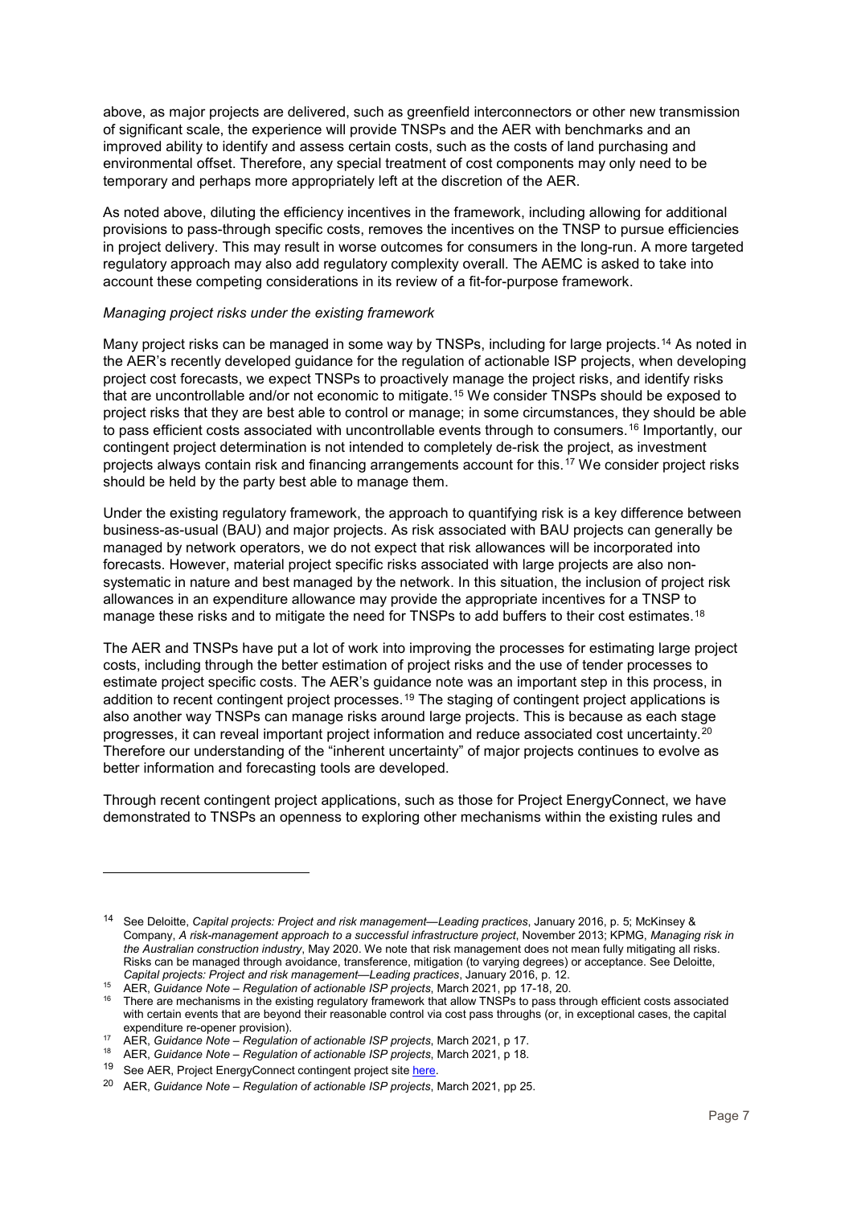above, as major projects are delivered, such as greenfield interconnectors or other new transmission of significant scale, the experience will provide TNSPs and the AER with benchmarks and an improved ability to identify and assess certain costs, such as the costs of land purchasing and environmental offset. Therefore, any special treatment of cost components may only need to be temporary and perhaps more appropriately left at the discretion of the AER.

As noted above, diluting the efficiency incentives in the framework, including allowing for additional provisions to pass-through specific costs, removes the incentives on the TNSP to pursue efficiencies in project delivery. This may result in worse outcomes for consumers in the long-run. A more targeted regulatory approach may also add regulatory complexity overall. The AEMC is asked to take into account these competing considerations in its review of a fit-for-purpose framework.

*Managing project risks under the existing framework*

Many project risks can be managed in some way by TNSPs, including for large projects.[14] As noted in the AER's recently developed guidance for the regulation of actionable ISP projects, when developing project cost forecasts, we expect TNSPs to proactively manage the project risks, and identify risks that are uncontrollable and/or not economic to mitigate.[15] We consider TNSPs should be exposed to project risks that they are best able to control or manage; in some circumstances, they should be able to pass efficient costs associated with uncontrollable events through to consumers.[16] Importantly, our contingent project determination is not intended to completely de-risk the project, as investment projects always contain risk and financing arrangements account for this.[17] We consider project risks should be held by the party best able to manage them.

Under the existing regulatory framework, the approach to quantifying risk is a key difference between business-as-usual (BAU) and major projects. As risk associated with BAU projects can generally be managed by network operators, we do not expect that risk allowances will be incorporated into forecasts. However, material project specific risks associated with large projects are also non-systematic in nature and best managed by the network. In this situation, the inclusion of project risk allowances in an expenditure allowance may provide the appropriate incentives for a TNSP to manage these risks and to mitigate the need for TNSPs to add buffers to their cost estimates.[18]

The AER and TNSPs have put a lot of work into improving the processes for estimating large project costs, including through the better estimation of project risks and the use of tender processes to estimate project specific costs. The AER's guidance note was an important step in this process, in addition to recent contingent project processes.[19] The staging of contingent project applications is also another way TNSPs can manage risks around large projects. This is because as each stage progresses, it can reveal important project information and reduce associated cost uncertainty.[20] Therefore our understanding of the "inherent uncertainty" of major projects continues to evolve as better information and forecasting tools are developed.

Through recent contingent project applications, such as those for Project EnergyConnect, we have demonstrated to TNSPs an openness to exploring other mechanisms within the existing rules and

---

[14] See Deloitte, *Capital projects: Project and risk management—Leading practices*, January 2016, p. 5; McKinsey & Company, *A risk-management approach to a successful infrastructure project*, November 2013; KPMG, *Managing risk in the Australian construction industry*, May 2020. We note that risk management does not mean fully mitigating all risks. Risks can be managed through avoidance, transference, mitigation (to varying degrees) or acceptance. See Deloitte, *Capital projects: Project and risk management—Leading practices*, January 2016, p. 12.

[15] AER, *Guidance Note – Regulation of actionable ISP projects*, March 2021, pp 17-18, 20.

[16] There are mechanisms in the existing regulatory framework that allow TNSPs to pass through efficient costs associated with certain events that are beyond their reasonable control via cost pass throughs (or, in exceptional cases, the capital expenditure re-opener provision).

[17] AER, *Guidance Note – Regulation of actionable ISP projects*, March 2021, p 17.

[18] AER, *Guidance Note – Regulation of actionable ISP projects*, March 2021, p 18.

[19] See AER, Project EnergyConnect contingent project site here.

[20] AER, *Guidance Note – Regulation of actionable ISP projects*, March 2021, pp 25.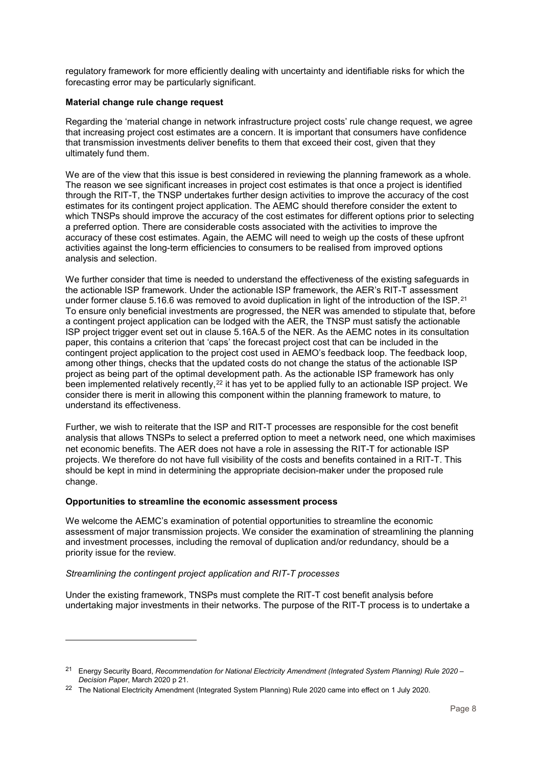regulatory framework for more efficiently dealing with uncertainty and identifiable risks for which the forecasting error may be particularly significant.

**Material change rule change request**

Regarding the 'material change in network infrastructure project costs' rule change request, we agree that increasing project cost estimates are a concern. It is important that consumers have confidence that transmission investments deliver benefits to them that exceed their cost, given that they ultimately fund them.

We are of the view that this issue is best considered in reviewing the planning framework as a whole. The reason we see significant increases in project cost estimates is that once a project is identified through the RIT-T, the TNSP undertakes further design activities to improve the accuracy of the cost estimates for its contingent project application. The AEMC should therefore consider the extent to which TNSPs should improve the accuracy of the cost estimates for different options prior to selecting a preferred option. There are considerable costs associated with the activities to improve the accuracy of these cost estimates. Again, the AEMC will need to weigh up the costs of these upfront activities against the long-term efficiencies to consumers to be realised from improved options analysis and selection.

We further consider that time is needed to understand the effectiveness of the existing safeguards in the actionable ISP framework. Under the actionable ISP framework, the AER's RIT-T assessment under former clause 5.16.6 was removed to avoid duplication in light of the introduction of the ISP.[21] To ensure only beneficial investments are progressed, the NER was amended to stipulate that, before a contingent project application can be lodged with the AER, the TNSP must satisfy the actionable ISP project trigger event set out in clause 5.16A.5 of the NER. As the AEMC notes in its consultation paper, this contains a criterion that 'caps' the forecast project cost that can be included in the contingent project application to the project cost used in AEMO's feedback loop. The feedback loop, among other things, checks that the updated costs do not change the status of the actionable ISP project as being part of the optimal development path. As the actionable ISP framework has only been implemented relatively recently,[22] it has yet to be applied fully to an actionable ISP project. We consider there is merit in allowing this component within the planning framework to mature, to understand its effectiveness.

Further, we wish to reiterate that the ISP and RIT-T processes are responsible for the cost benefit analysis that allows TNSPs to select a preferred option to meet a network need, one which maximises net economic benefits. The AER does not have a role in assessing the RIT-T for actionable ISP projects. We therefore do not have full visibility of the costs and benefits contained in a RIT-T. This should be kept in mind in determining the appropriate decision-maker under the proposed rule change.

**Opportunities to streamline the economic assessment process**

We welcome the AEMC's examination of potential opportunities to streamline the economic assessment of major transmission projects. We consider the examination of streamlining the planning and investment processes, including the removal of duplication and/or redundancy, should be a priority issue for the review.

*Streamlining the contingent project application and RIT-T processes*

Under the existing framework, TNSPs must complete the RIT-T cost benefit analysis before undertaking major investments in their networks. The purpose of the RIT-T process is to undertake a

---

[21] Energy Security Board, *Recommendation for National Electricity Amendment (Integrated System Planning) Rule 2020 – Decision Paper*, March 2020 p 21.

[22] The National Electricity Amendment (Integrated System Planning) Rule 2020 came into effect on 1 July 2020.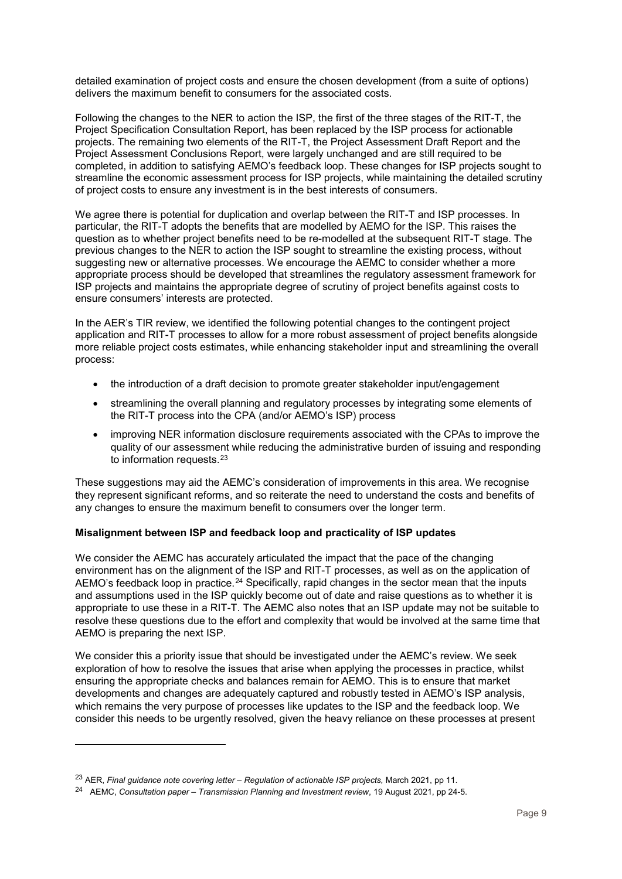detailed examination of project costs and ensure the chosen development (from a suite of options) delivers the maximum benefit to consumers for the associated costs.

Following the changes to the NER to action the ISP, the first of the three stages of the RIT-T, the Project Specification Consultation Report, has been replaced by the ISP process for actionable projects. The remaining two elements of the RIT-T, the Project Assessment Draft Report and the Project Assessment Conclusions Report, were largely unchanged and are still required to be completed, in addition to satisfying AEMO's feedback loop. These changes for ISP projects sought to streamline the economic assessment process for ISP projects, while maintaining the detailed scrutiny of project costs to ensure any investment is in the best interests of consumers.

We agree there is potential for duplication and overlap between the RIT-T and ISP processes. In particular, the RIT-T adopts the benefits that are modelled by AEMO for the ISP. This raises the question as to whether project benefits need to be re-modelled at the subsequent RIT-T stage. The previous changes to the NER to action the ISP sought to streamline the existing process, without suggesting new or alternative processes. We encourage the AEMC to consider whether a more appropriate process should be developed that streamlines the regulatory assessment framework for ISP projects and maintains the appropriate degree of scrutiny of project benefits against costs to ensure consumers' interests are protected.

In the AER's TIR review, we identified the following potential changes to the contingent project application and RIT-T processes to allow for a more robust assessment of project benefits alongside more reliable project costs estimates, while enhancing stakeholder input and streamlining the overall process:

- the introduction of a draft decision to promote greater stakeholder input/engagement
- streamlining the overall planning and regulatory processes by integrating some elements of the RIT-T process into the CPA (and/or AEMO's ISP) process
- improving NER information disclosure requirements associated with the CPAs to improve the quality of our assessment while reducing the administrative burden of issuing and responding to information requests.[23]

These suggestions may aid the AEMC's consideration of improvements in this area. We recognise they represent significant reforms, and so reiterate the need to understand the costs and benefits of any changes to ensure the maximum benefit to consumers over the longer term.

**Misalignment between ISP and feedback loop and practicality of ISP updates**

We consider the AEMC has accurately articulated the impact that the pace of the changing environment has on the alignment of the ISP and RIT-T processes, as well as on the application of AEMO's feedback loop in practice.[24] Specifically, rapid changes in the sector mean that the inputs and assumptions used in the ISP quickly become out of date and raise questions as to whether it is appropriate to use these in a RIT-T. The AEMC also notes that an ISP update may not be suitable to resolve these questions due to the effort and complexity that would be involved at the same time that AEMO is preparing the next ISP.

We consider this a priority issue that should be investigated under the AEMC's review. We seek exploration of how to resolve the issues that arise when applying the processes in practice, whilst ensuring the appropriate checks and balances remain for AEMO. This is to ensure that market developments and changes are adequately captured and robustly tested in AEMO's ISP analysis, which remains the very purpose of processes like updates to the ISP and the feedback loop. We consider this needs to be urgently resolved, given the heavy reliance on these processes at present

---

[23] AER, *Final guidance note covering letter – Regulation of actionable ISP projects,* March 2021, pp 11.

[24] AEMC, *Consultation paper – Transmission Planning and Investment review*, 19 August 2021, pp 24-5.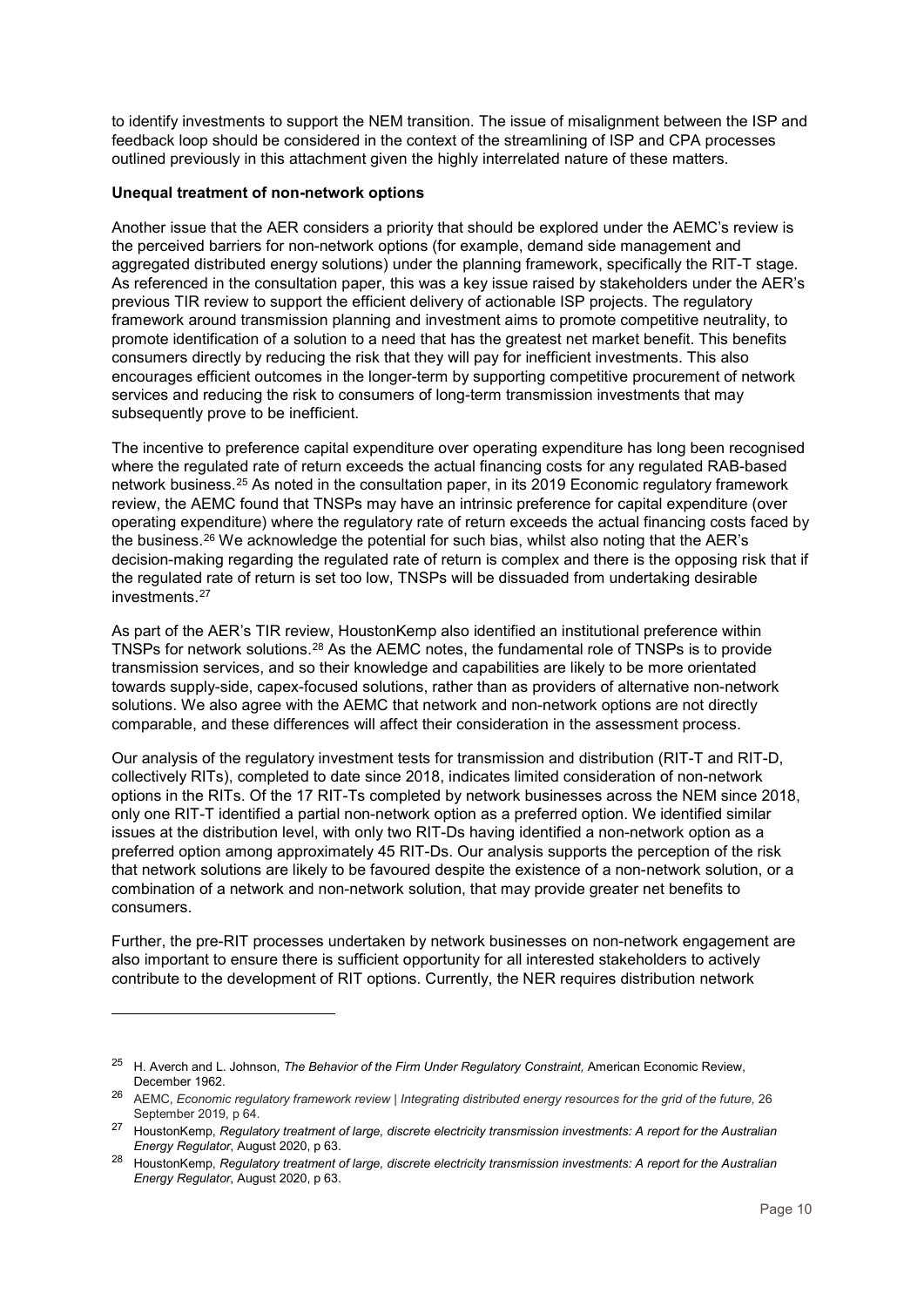to identify investments to support the NEM transition. The issue of misalignment between the ISP and feedback loop should be considered in the context of the streamlining of ISP and CPA processes outlined previously in this attachment given the highly interrelated nature of these matters.

**Unequal treatment of non-network options**

Another issue that the AER considers a priority that should be explored under the AEMC's review is the perceived barriers for non-network options (for example, demand side management and aggregated distributed energy solutions) under the planning framework, specifically the RIT-T stage. As referenced in the consultation paper, this was a key issue raised by stakeholders under the AER's previous TIR review to support the efficient delivery of actionable ISP projects. The regulatory framework around transmission planning and investment aims to promote competitive neutrality, to promote identification of a solution to a need that has the greatest net market benefit. This benefits consumers directly by reducing the risk that they will pay for inefficient investments. This also encourages efficient outcomes in the longer-term by supporting competitive procurement of network services and reducing the risk to consumers of long-term transmission investments that may subsequently prove to be inefficient.

The incentive to preference capital expenditure over operating expenditure has long been recognised where the regulated rate of return exceeds the actual financing costs for any regulated RAB-based network business.[25] As noted in the consultation paper, in its 2019 Economic regulatory framework review, the AEMC found that TNSPs may have an intrinsic preference for capital expenditure (over operating expenditure) where the regulatory rate of return exceeds the actual financing costs faced by the business.[26] We acknowledge the potential for such bias, whilst also noting that the AER's decision-making regarding the regulated rate of return is complex and there is the opposing risk that if the regulated rate of return is set too low, TNSPs will be dissuaded from undertaking desirable investments.[27]

As part of the AER's TIR review, HoustonKemp also identified an institutional preference within TNSPs for network solutions.[28] As the AEMC notes, the fundamental role of TNSPs is to provide transmission services, and so their knowledge and capabilities are likely to be more orientated towards supply-side, capex-focused solutions, rather than as providers of alternative non-network solutions. We also agree with the AEMC that network and non-network options are not directly comparable, and these differences will affect their consideration in the assessment process.

Our analysis of the regulatory investment tests for transmission and distribution (RIT-T and RIT-D, collectively RITs), completed to date since 2018, indicates limited consideration of non-network options in the RITs. Of the 17 RIT-Ts completed by network businesses across the NEM since 2018, only one RIT-T identified a partial non-network option as a preferred option. We identified similar issues at the distribution level, with only two RIT-Ds having identified a non-network option as a preferred option among approximately 45 RIT-Ds. Our analysis supports the perception of the risk that network solutions are likely to be favoured despite the existence of a non-network solution, or a combination of a network and non-network solution, that may provide greater net benefits to consumers.

Further, the pre-RIT processes undertaken by network businesses on non-network engagement are also important to ensure there is sufficient opportunity for all interested stakeholders to actively contribute to the development of RIT options. Currently, the NER requires distribution network

---

[25] H. Averch and L. Johnson, *The Behavior of the Firm Under Regulatory Constraint,* American Economic Review, December 1962.

[26] AEMC, *Economic regulatory framework review | Integrating distributed energy resources for the grid of the future,* 26 September 2019, p 64.

[27] HoustonKemp, *Regulatory treatment of large, discrete electricity transmission investments: A report for the Australian Energy Regulator*, August 2020, p 63.

[28] HoustonKemp, *Regulatory treatment of large, discrete electricity transmission investments: A report for the Australian Energy Regulator*, August 2020, p 63.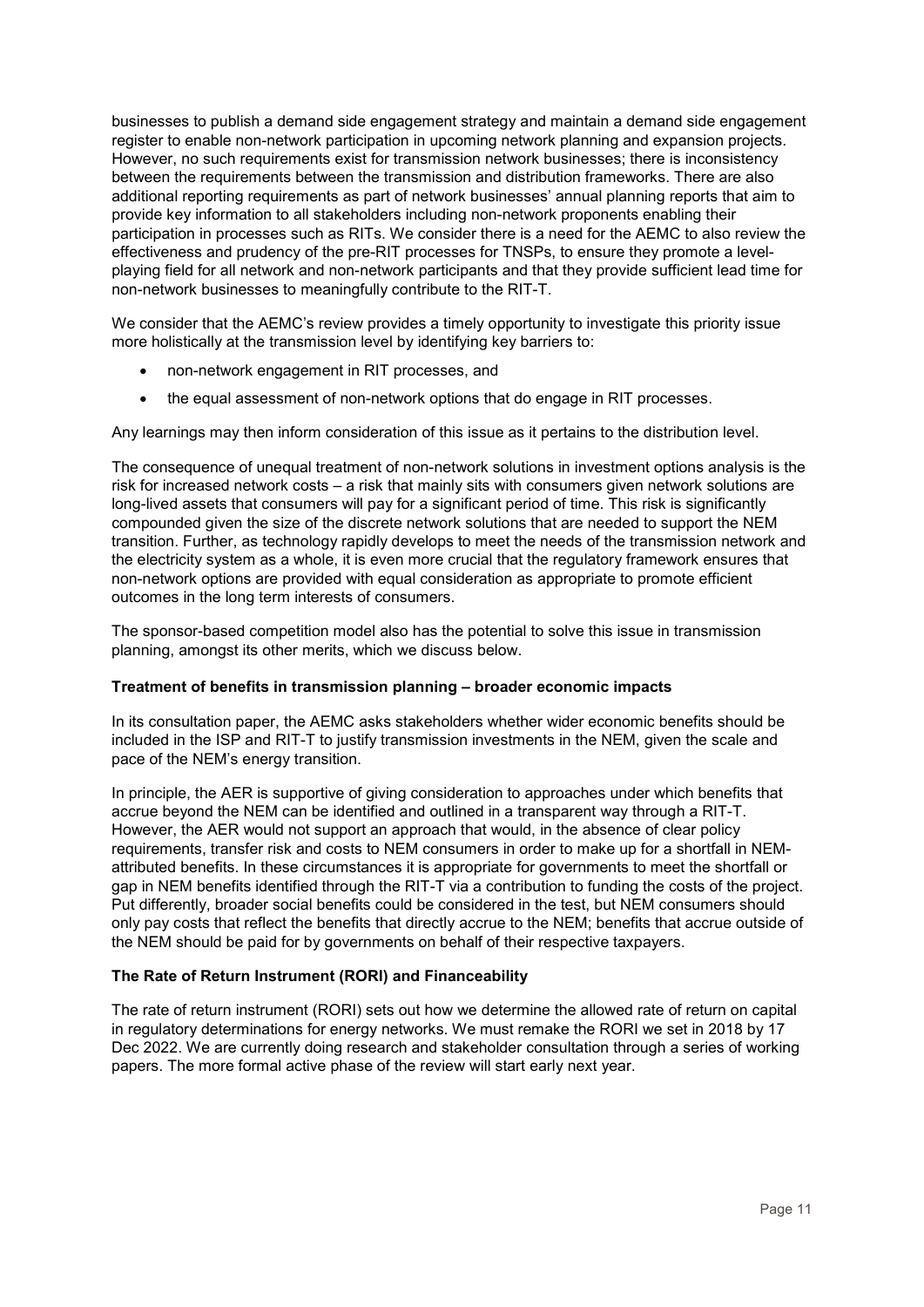businesses to publish a demand side engagement strategy and maintain a demand side engagement register to enable non-network participation in upcoming network planning and expansion projects. However, no such requirements exist for transmission network businesses; there is inconsistency between the requirements between the transmission and distribution frameworks. There are also additional reporting requirements as part of network businesses' annual planning reports that aim to provide key information to all stakeholders including non-network proponents enabling their participation in processes such as RITs. We consider there is a need for the AEMC to also review the effectiveness and prudency of the pre-RIT processes for TNSPs, to ensure they promote a level-playing field for all network and non-network participants and that they provide sufficient lead time for non-network businesses to meaningfully contribute to the RIT-T.

We consider that the AEMC's review provides a timely opportunity to investigate this priority issue more holistically at the transmission level by identifying key barriers to:

- non-network engagement in RIT processes, and
- the equal assessment of non-network options that do engage in RIT processes.

Any learnings may then inform consideration of this issue as it pertains to the distribution level.

The consequence of unequal treatment of non-network solutions in investment options analysis is the risk for increased network costs – a risk that mainly sits with consumers given network solutions are long-lived assets that consumers will pay for a significant period of time. This risk is significantly compounded given the size of the discrete network solutions that are needed to support the NEM transition. Further, as technology rapidly develops to meet the needs of the transmission network and the electricity system as a whole, it is even more crucial that the regulatory framework ensures that non-network options are provided with equal consideration as appropriate to promote efficient outcomes in the long term interests of consumers.

The sponsor-based competition model also has the potential to solve this issue in transmission planning, amongst its other merits, which we discuss below.

**Treatment of benefits in transmission planning – broader economic impacts**

In its consultation paper, the AEMC asks stakeholders whether wider economic benefits should be included in the ISP and RIT-T to justify transmission investments in the NEM, given the scale and pace of the NEM's energy transition.

In principle, the AER is supportive of giving consideration to approaches under which benefits that accrue beyond the NEM can be identified and outlined in a transparent way through a RIT-T. However, the AER would not support an approach that would, in the absence of clear policy requirements, transfer risk and costs to NEM consumers in order to make up for a shortfall in NEM-attributed benefits. In these circumstances it is appropriate for governments to meet the shortfall or gap in NEM benefits identified through the RIT-T via a contribution to funding the costs of the project. Put differently, broader social benefits could be considered in the test, but NEM consumers should only pay costs that reflect the benefits that directly accrue to the NEM; benefits that accrue outside of the NEM should be paid for by governments on behalf of their respective taxpayers.

**The Rate of Return Instrument (RORI) and Financeability**

The rate of return instrument (RORI) sets out how we determine the allowed rate of return on capital in regulatory determinations for energy networks. We must remake the RORI we set in 2018 by 17 Dec 2022. We are currently doing research and stakeholder consultation through a series of working papers. The more formal active phase of the review will start early next year.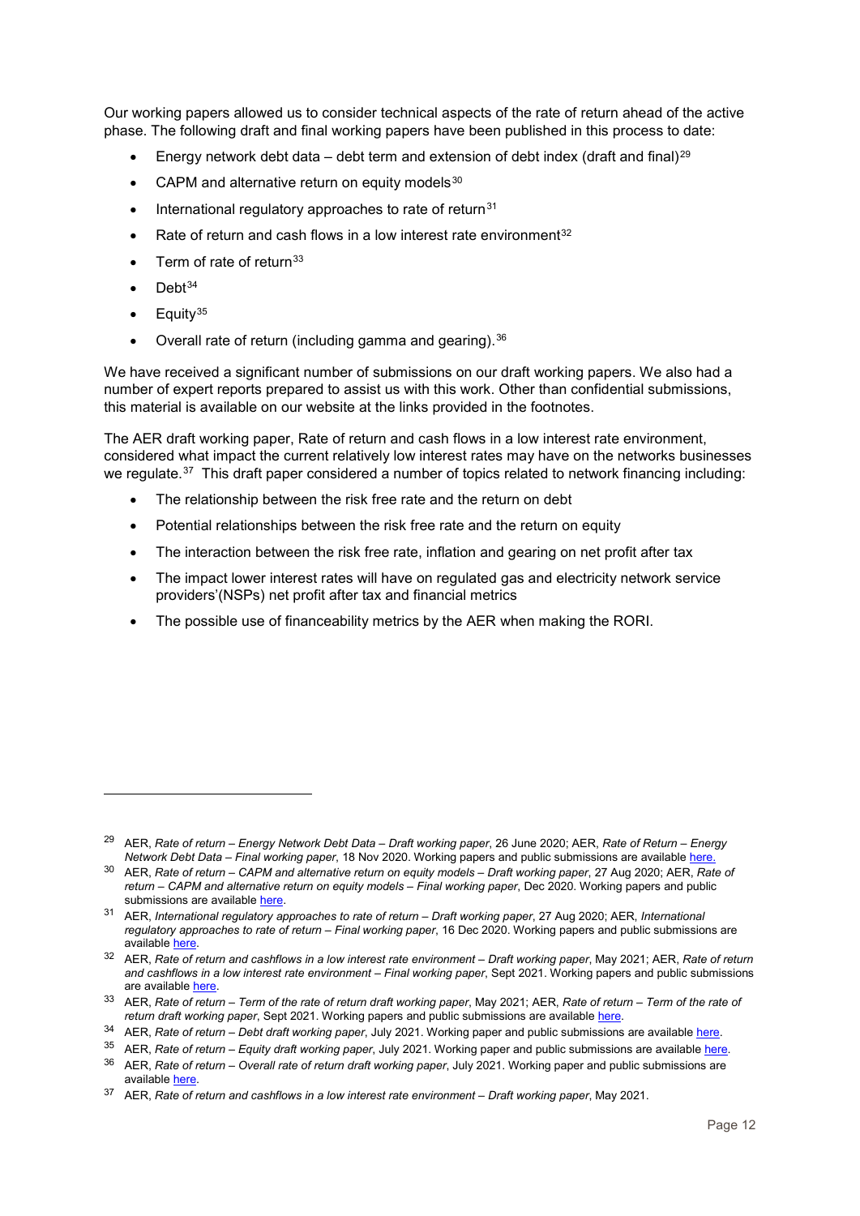Our working papers allowed us to consider technical aspects of the rate of return ahead of the active phase. The following draft and final working papers have been published in this process to date:

- Energy network debt data – debt term and extension of debt index (draft and final)[29]
- CAPM and alternative return on equity models[30]
- International regulatory approaches to rate of return[31]
- Rate of return and cash flows in a low interest rate environment[32]
- Term of rate of return[33]
- Debt[34]
- Equity[35]
- Overall rate of return (including gamma and gearing).[36]

We have received a significant number of submissions on our draft working papers. We also had a number of expert reports prepared to assist us with this work. Other than confidential submissions, this material is available on our website at the links provided in the footnotes.

The AER draft working paper, Rate of return and cash flows in a low interest rate environment, considered what impact the current relatively low interest rates may have on the networks businesses we regulate.[37] This draft paper considered a number of topics related to network financing including:

- The relationship between the risk free rate and the return on debt
- Potential relationships between the risk free rate and the return on equity
- The interaction between the risk free rate, inflation and gearing on net profit after tax
- The impact lower interest rates will have on regulated gas and electricity network service providers'(NSPs) net profit after tax and financial metrics
- The possible use of financeability metrics by the AER when making the RORI.

---

[29] AER, *Rate of return – Energy Network Debt Data – Draft working paper*, 26 June 2020; AER, *Rate of Return – Energy Network Debt Data – Final working paper*, 18 Nov 2020. Working papers and public submissions are available here.

[30] AER, *Rate of return – CAPM and alternative return on equity models – Draft working paper*, 27 Aug 2020; AER, *Rate of return – CAPM and alternative return on equity models – Final working paper*, Dec 2020. Working papers and public submissions are available here.

[31] AER, *International regulatory approaches to rate of return – Draft working paper*, 27 Aug 2020; AER, *International regulatory approaches to rate of return – Final working paper*, 16 Dec 2020. Working papers and public submissions are available here.

[32] AER, *Rate of return and cashflows in a low interest rate environment – Draft working paper*, May 2021; AER, *Rate of return and cashflows in a low interest rate environment – Final working paper*, Sept 2021. Working papers and public submissions are available here.

[33] AER, *Rate of return – Term of the rate of return draft working paper*, May 2021; AER, *Rate of return – Term of the rate of return draft working paper*, Sept 2021. Working papers and public submissions are available here.

[34] AER, *Rate of return – Debt draft working paper*, July 2021. Working paper and public submissions are available here.

[35] AER, *Rate of return – Equity draft working paper*, July 2021. Working paper and public submissions are available here.

[36] AER, *Rate of return – Overall rate of return draft working paper*, July 2021. Working paper and public submissions are available here.

[37] AER, *Rate of return and cashflows in a low interest rate environment – Draft working paper*, May 2021.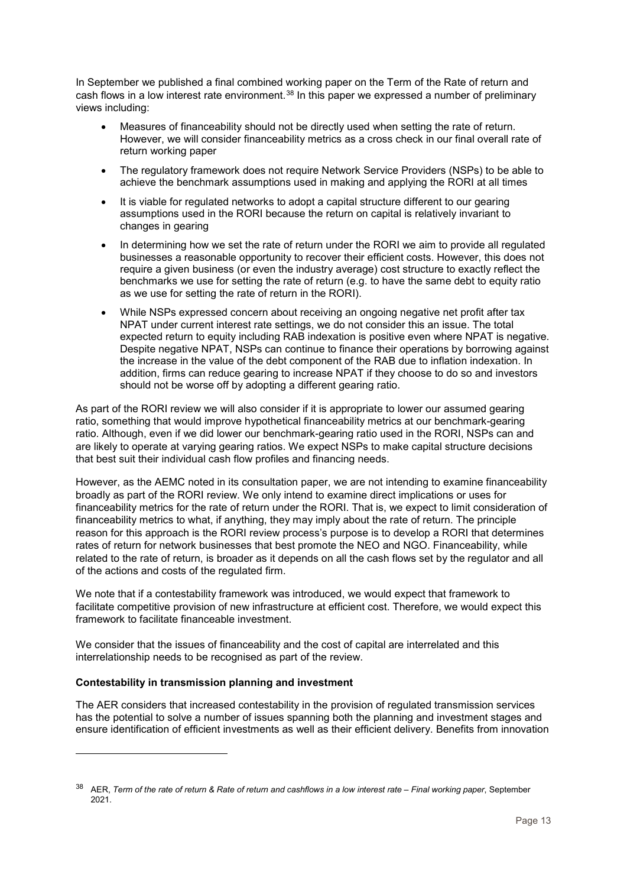In September we published a final combined working paper on the Term of the Rate of return and cash flows in a low interest rate environment.[38] In this paper we expressed a number of preliminary views including:

- Measures of financeability should not be directly used when setting the rate of return. However, we will consider financeability metrics as a cross check in our final overall rate of return working paper
- The regulatory framework does not require Network Service Providers (NSPs) to be able to achieve the benchmark assumptions used in making and applying the RORI at all times
- It is viable for regulated networks to adopt a capital structure different to our gearing assumptions used in the RORI because the return on capital is relatively invariant to changes in gearing
- In determining how we set the rate of return under the RORI we aim to provide all regulated businesses a reasonable opportunity to recover their efficient costs. However, this does not require a given business (or even the industry average) cost structure to exactly reflect the benchmarks we use for setting the rate of return (e.g. to have the same debt to equity ratio as we use for setting the rate of return in the RORI).
- While NSPs expressed concern about receiving an ongoing negative net profit after tax NPAT under current interest rate settings, we do not consider this an issue. The total expected return to equity including RAB indexation is positive even where NPAT is negative. Despite negative NPAT, NSPs can continue to finance their operations by borrowing against the increase in the value of the debt component of the RAB due to inflation indexation. In addition, firms can reduce gearing to increase NPAT if they choose to do so and investors should not be worse off by adopting a different gearing ratio.

As part of the RORI review we will also consider if it is appropriate to lower our assumed gearing ratio, something that would improve hypothetical financeability metrics at our benchmark-gearing ratio. Although, even if we did lower our benchmark-gearing ratio used in the RORI, NSPs can and are likely to operate at varying gearing ratios. We expect NSPs to make capital structure decisions that best suit their individual cash flow profiles and financing needs.

However, as the AEMC noted in its consultation paper, we are not intending to examine financeability broadly as part of the RORI review. We only intend to examine direct implications or uses for financeability metrics for the rate of return under the RORI. That is, we expect to limit consideration of financeability metrics to what, if anything, they may imply about the rate of return. The principle reason for this approach is the RORI review process's purpose is to develop a RORI that determines rates of return for network businesses that best promote the NEO and NGO. Financeability, while related to the rate of return, is broader as it depends on all the cash flows set by the regulator and all of the actions and costs of the regulated firm.

We note that if a contestability framework was introduced, we would expect that framework to facilitate competitive provision of new infrastructure at efficient cost. Therefore, we would expect this framework to facilitate financeable investment.

We consider that the issues of financeability and the cost of capital are interrelated and this interrelationship needs to be recognised as part of the review.

**Contestability in transmission planning and investment**

The AER considers that increased contestability in the provision of regulated transmission services has the potential to solve a number of issues spanning both the planning and investment stages and ensure identification of efficient investments as well as their efficient delivery. Benefits from innovation

[38] AER, *Term of the rate of return & Rate of return and cashflows in a low interest rate – Final working paper*, September 2021.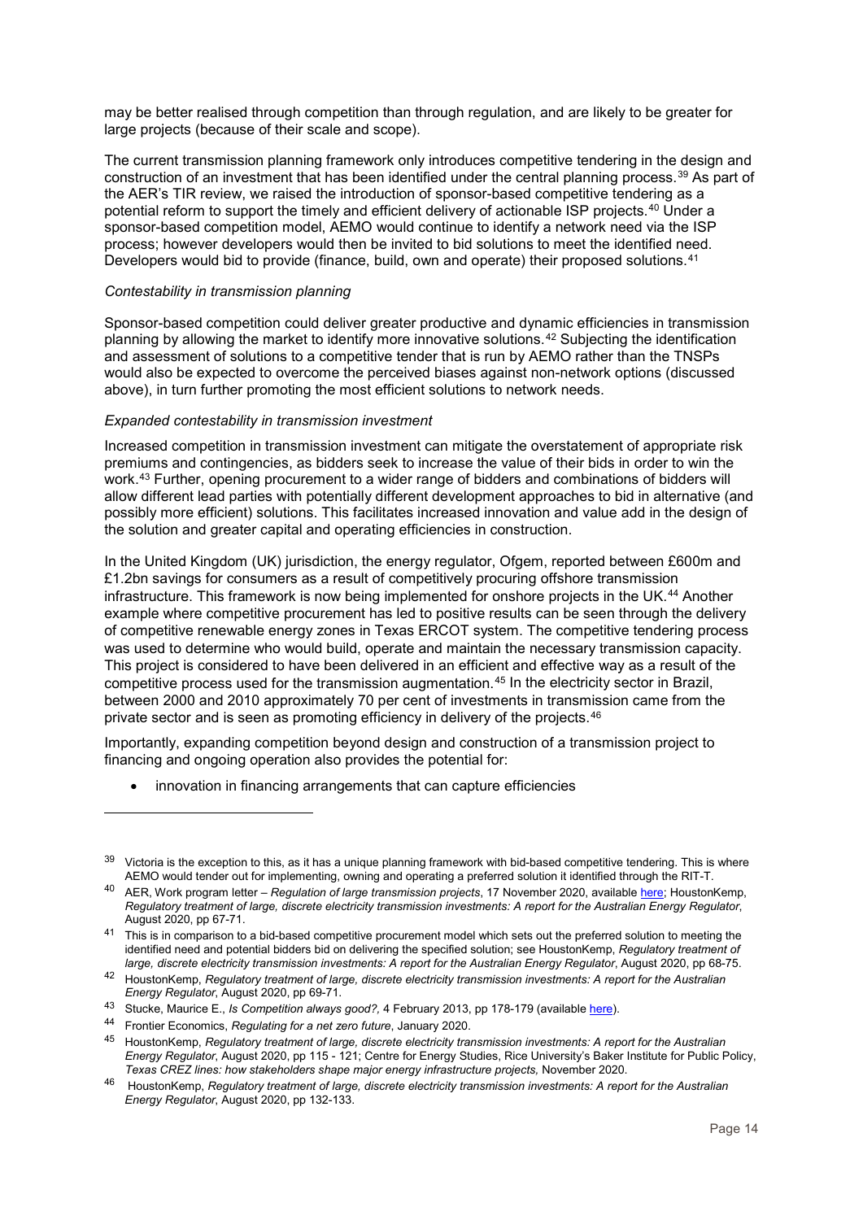may be better realised through competition than through regulation, and are likely to be greater for large projects (because of their scale and scope).

The current transmission planning framework only introduces competitive tendering in the design and construction of an investment that has been identified under the central planning process.[39] As part of the AER's TIR review, we raised the introduction of sponsor-based competitive tendering as a potential reform to support the timely and efficient delivery of actionable ISP projects.[40] Under a sponsor-based competition model, AEMO would continue to identify a network need via the ISP process; however developers would then be invited to bid solutions to meet the identified need. Developers would bid to provide (finance, build, own and operate) their proposed solutions.[41]

*Contestability in transmission planning*

Sponsor-based competition could deliver greater productive and dynamic efficiencies in transmission planning by allowing the market to identify more innovative solutions.[42] Subjecting the identification and assessment of solutions to a competitive tender that is run by AEMO rather than the TNSPs would also be expected to overcome the perceived biases against non-network options (discussed above), in turn further promoting the most efficient solutions to network needs.

*Expanded contestability in transmission investment*

Increased competition in transmission investment can mitigate the overstatement of appropriate risk premiums and contingencies, as bidders seek to increase the value of their bids in order to win the work.[43] Further, opening procurement to a wider range of bidders and combinations of bidders will allow different lead parties with potentially different development approaches to bid in alternative (and possibly more efficient) solutions. This facilitates increased innovation and value add in the design of the solution and greater capital and operating efficiencies in construction.

In the United Kingdom (UK) jurisdiction, the energy regulator, Ofgem, reported between £600m and £1.2bn savings for consumers as a result of competitively procuring offshore transmission infrastructure. This framework is now being implemented for onshore projects in the UK.[44] Another example where competitive procurement has led to positive results can be seen through the delivery of competitive renewable energy zones in Texas ERCOT system. The competitive tendering process was used to determine who would build, operate and maintain the necessary transmission capacity. This project is considered to have been delivered in an efficient and effective way as a result of the competitive process used for the transmission augmentation.[45] In the electricity sector in Brazil, between 2000 and 2010 approximately 70 per cent of investments in transmission came from the private sector and is seen as promoting efficiency in delivery of the projects.[46]

Importantly, expanding competition beyond design and construction of a transmission project to financing and ongoing operation also provides the potential for:

- innovation in financing arrangements that can capture efficiencies

---

[39] Victoria is the exception to this, as it has a unique planning framework with bid-based competitive tendering. This is where AEMO would tender out for implementing, owning and operating a preferred solution it identified through the RIT-T.

[40] AER, Work program letter – *Regulation of large transmission projects*, 17 November 2020, available here; HoustonKemp, *Regulatory treatment of large, discrete electricity transmission investments: A report for the Australian Energy Regulator*, August 2020, pp 67-71.

[41] This is in comparison to a bid-based competitive procurement model which sets out the preferred solution to meeting the identified need and potential bidders bid on delivering the specified solution; see HoustonKemp, *Regulatory treatment of large, discrete electricity transmission investments: A report for the Australian Energy Regulator*, August 2020, pp 68-75.

[42] HoustonKemp, *Regulatory treatment of large, discrete electricity transmission investments: A report for the Australian Energy Regulator*, August 2020, pp 69-71.

[43] Stucke, Maurice E., *Is Competition always good?,* 4 February 2013, pp 178-179 (available here).

[44] Frontier Economics, *Regulating for a net zero future*, January 2020.

[45] HoustonKemp, *Regulatory treatment of large, discrete electricity transmission investments: A report for the Australian Energy Regulator*, August 2020, pp 115 - 121; Centre for Energy Studies, Rice University's Baker Institute for Public Policy, *Texas CREZ lines: how stakeholders shape major energy infrastructure projects,* November 2020.

[46] HoustonKemp, *Regulatory treatment of large, discrete electricity transmission investments: A report for the Australian Energy Regulator*, August 2020, pp 132-133.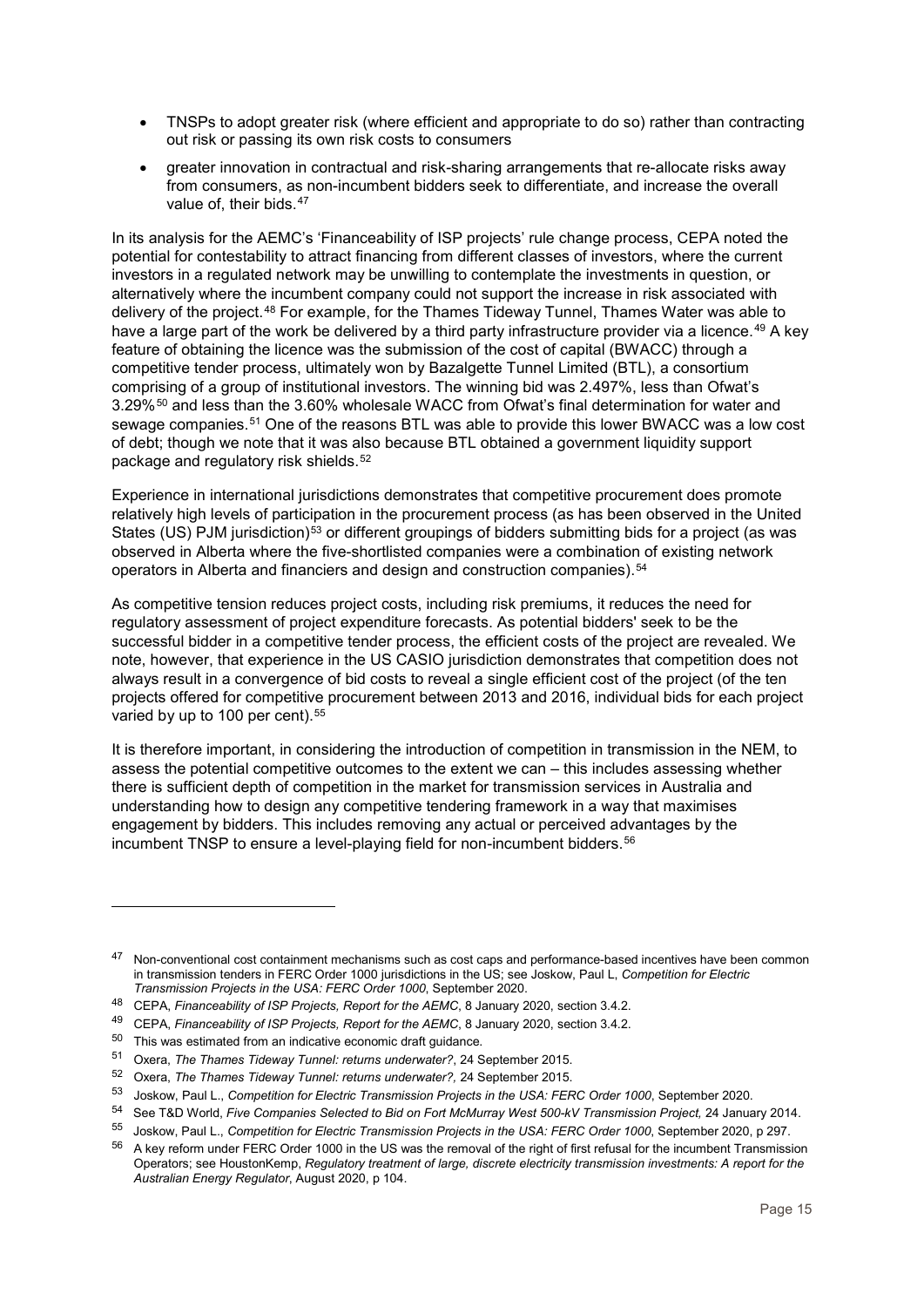- TNSPs to adopt greater risk (where efficient and appropriate to do so) rather than contracting out risk or passing its own risk costs to consumers
- greater innovation in contractual and risk-sharing arrangements that re-allocate risks away from consumers, as non-incumbent bidders seek to differentiate, and increase the overall value of, their bids.[47]

In its analysis for the AEMC's 'Financeability of ISP projects' rule change process, CEPA noted the potential for contestability to attract financing from different classes of investors, where the current investors in a regulated network may be unwilling to contemplate the investments in question, or alternatively where the incumbent company could not support the increase in risk associated with delivery of the project.[48] For example, for the Thames Tideway Tunnel, Thames Water was able to have a large part of the work be delivered by a third party infrastructure provider via a licence.[49] A key feature of obtaining the licence was the submission of the cost of capital (BWACC) through a competitive tender process, ultimately won by Bazalgette Tunnel Limited (BTL), a consortium comprising of a group of institutional investors. The winning bid was 2.497%, less than Ofwat's 3.29%[50] and less than the 3.60% wholesale WACC from Ofwat's final determination for water and sewage companies.[51] One of the reasons BTL was able to provide this lower BWACC was a low cost of debt; though we note that it was also because BTL obtained a government liquidity support package and regulatory risk shields.[52]

Experience in international jurisdictions demonstrates that competitive procurement does promote relatively high levels of participation in the procurement process (as has been observed in the United States (US) PJM jurisdiction)[53] or different groupings of bidders submitting bids for a project (as was observed in Alberta where the five-shortlisted companies were a combination of existing network operators in Alberta and financiers and design and construction companies).[54]

As competitive tension reduces project costs, including risk premiums, it reduces the need for regulatory assessment of project expenditure forecasts. As potential bidders' seek to be the successful bidder in a competitive tender process, the efficient costs of the project are revealed. We note, however, that experience in the US CASIO jurisdiction demonstrates that competition does not always result in a convergence of bid costs to reveal a single efficient cost of the project (of the ten projects offered for competitive procurement between 2013 and 2016, individual bids for each project varied by up to 100 per cent).[55]

It is therefore important, in considering the introduction of competition in transmission in the NEM, to assess the potential competitive outcomes to the extent we can – this includes assessing whether there is sufficient depth of competition in the market for transmission services in Australia and understanding how to design any competitive tendering framework in a way that maximises engagement by bidders. This includes removing any actual or perceived advantages by the incumbent TNSP to ensure a level-playing field for non-incumbent bidders.[56]

---

[47] Non-conventional cost containment mechanisms such as cost caps and performance-based incentives have been common in transmission tenders in FERC Order 1000 jurisdictions in the US; see Joskow, Paul L, *Competition for Electric Transmission Projects in the USA: FERC Order 1000*, September 2020.

[48] CEPA, *Financeability of ISP Projects, Report for the AEMC*, 8 January 2020, section 3.4.2.

[49] CEPA, *Financeability of ISP Projects, Report for the AEMC*, 8 January 2020, section 3.4.2.

[50] This was estimated from an indicative economic draft guidance.

[51] Oxera, *The Thames Tideway Tunnel: returns underwater?*, 24 September 2015.

[52] Oxera, *The Thames Tideway Tunnel: returns underwater?,* 24 September 2015.

[53] Joskow, Paul L., *Competition for Electric Transmission Projects in the USA: FERC Order 1000*, September 2020.

[54] See T&D World, *Five Companies Selected to Bid on Fort McMurray West 500-kV Transmission Project,* 24 January 2014.

[55] Joskow, Paul L., *Competition for Electric Transmission Projects in the USA: FERC Order 1000*, September 2020, p 297.

[56] A key reform under FERC Order 1000 in the US was the removal of the right of first refusal for the incumbent Transmission Operators; see HoustonKemp, *Regulatory treatment of large, discrete electricity transmission investments: A report for the Australian Energy Regulator*, August 2020, p 104.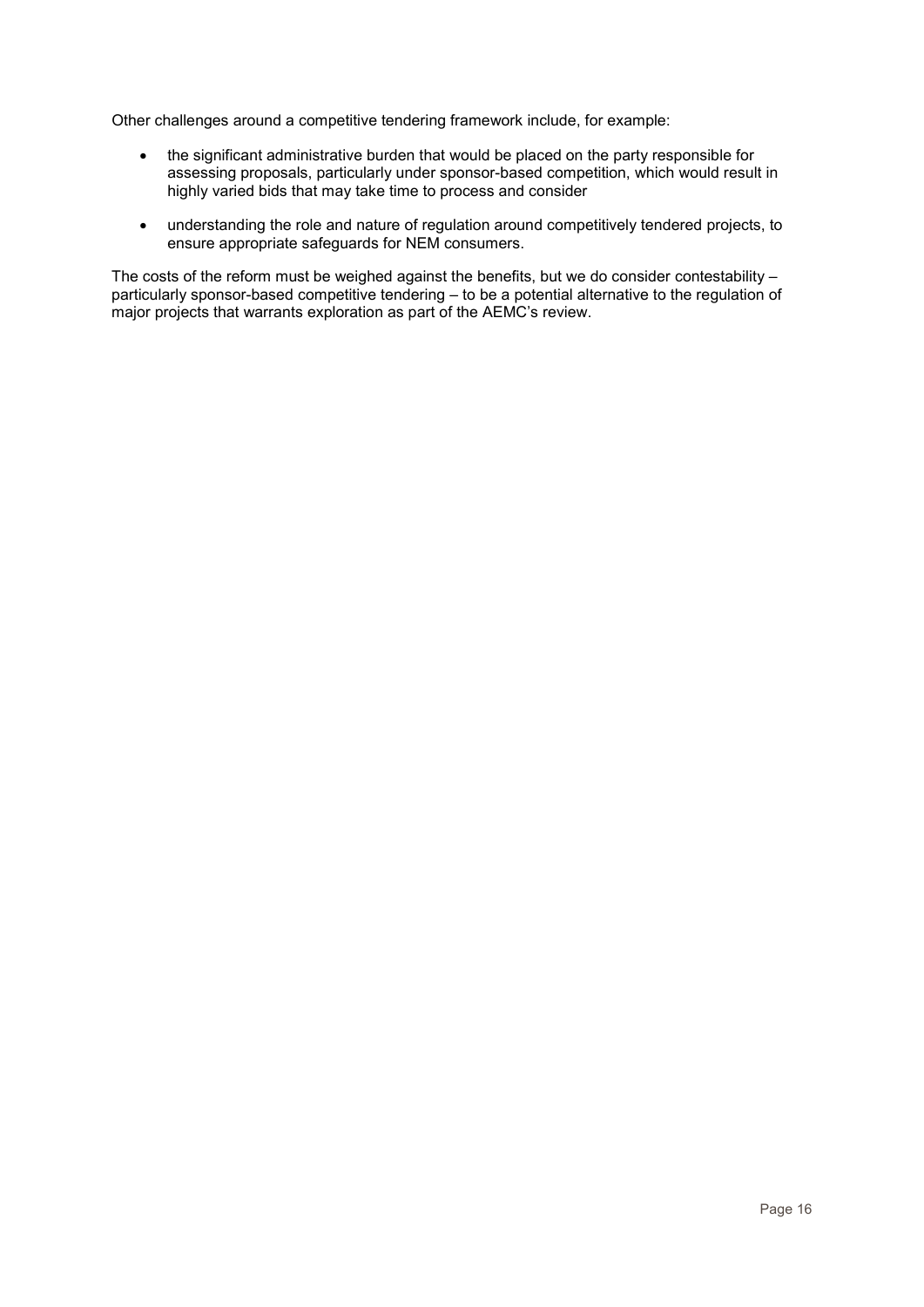Other challenges around a competitive tendering framework include, for example:

- the significant administrative burden that would be placed on the party responsible for assessing proposals, particularly under sponsor-based competition, which would result in highly varied bids that may take time to process and consider
- understanding the role and nature of regulation around competitively tendered projects, to ensure appropriate safeguards for NEM consumers.

The costs of the reform must be weighed against the benefits, but we do consider contestability – particularly sponsor-based competitive tendering – to be a potential alternative to the regulation of major projects that warrants exploration as part of the AEMC's review.